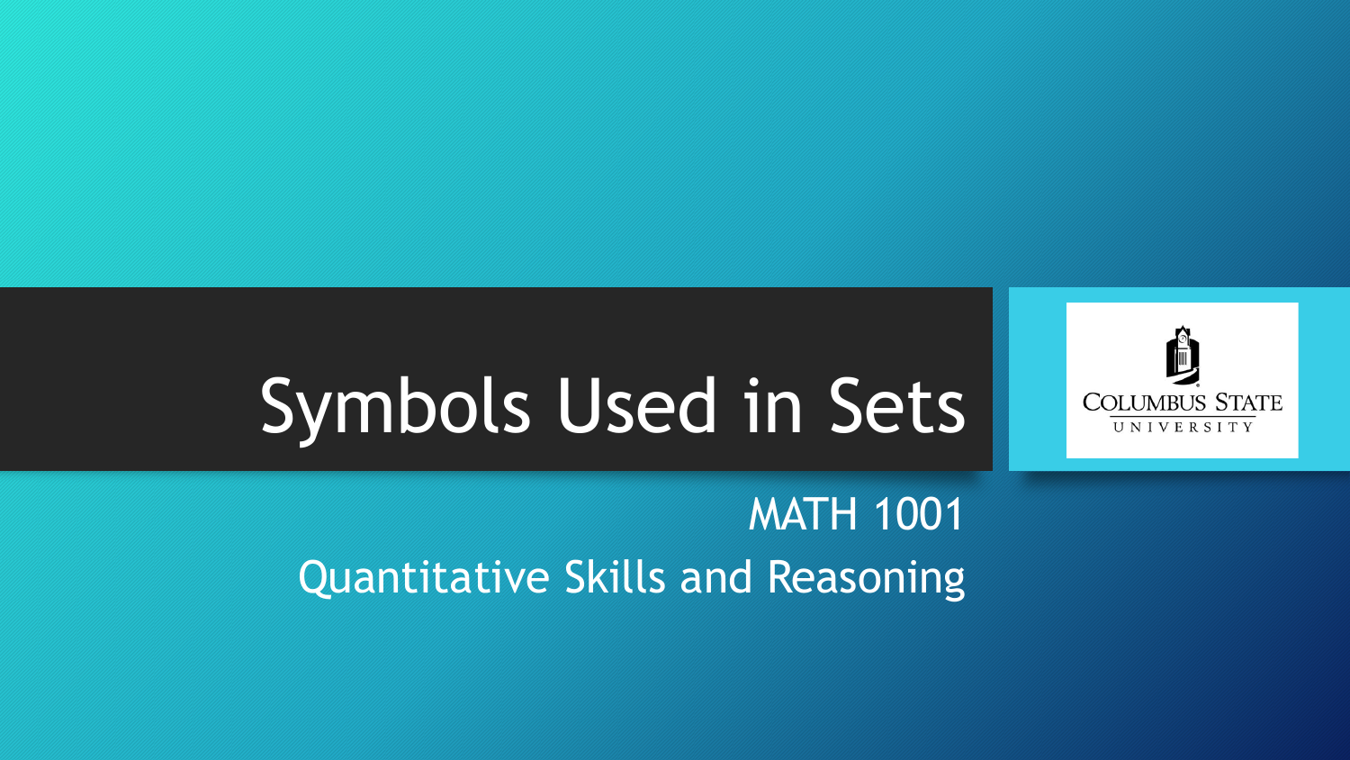# Symbols Used in Sets

MATH 1001

Quantitative Skills and Reasoning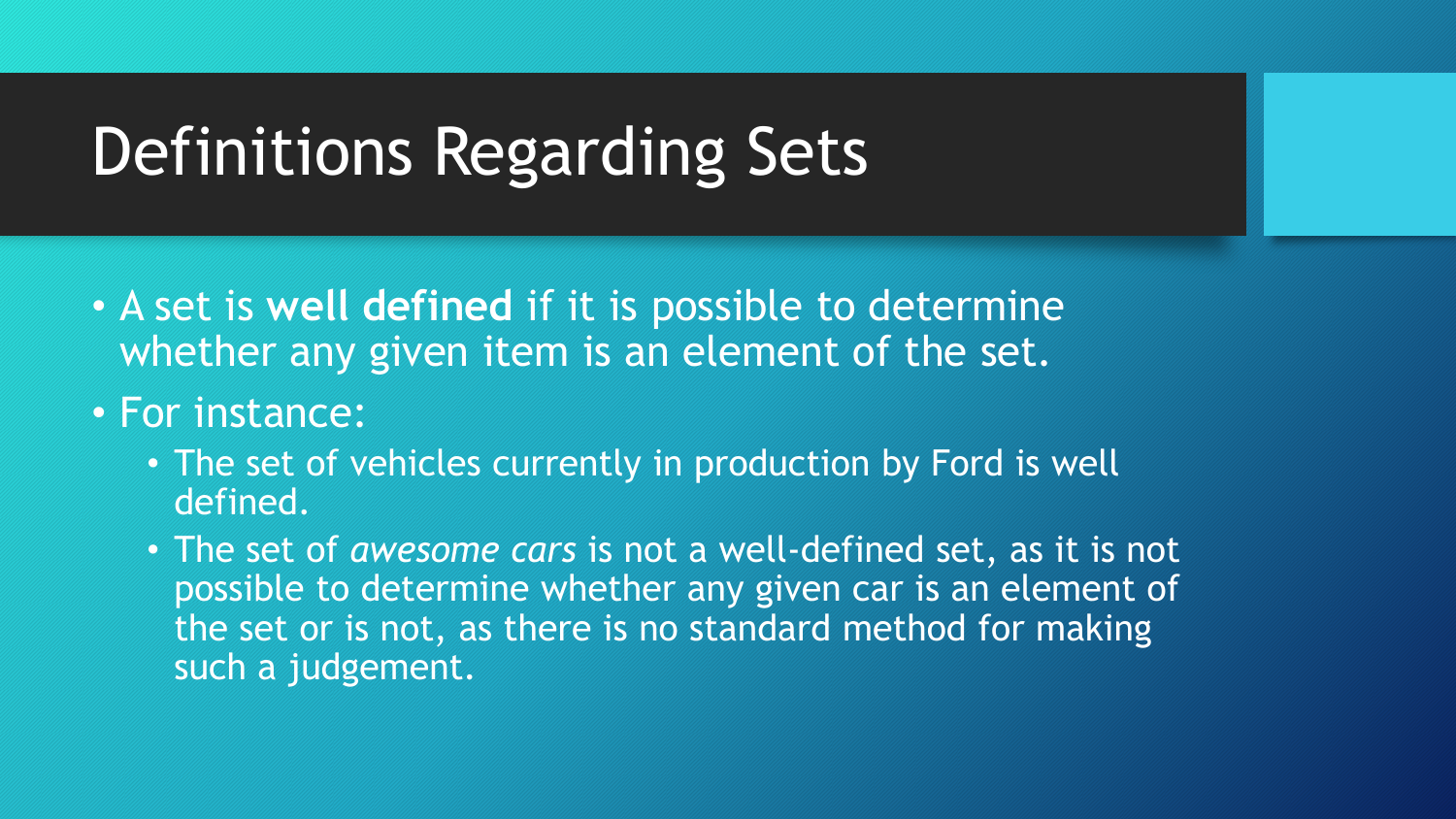# Definitions Regarding Sets

- A set is **well defined** if it is possible to determine whether any given item is an element of the set.
- For instance:
  - The set of vehicles currently in production by Ford is well defined.
  - The set of *awesome cars* is not a well-defined set, as it is not possible to determine whether any given car is an element of the set or is not, as there is no standard method for making such a judgement.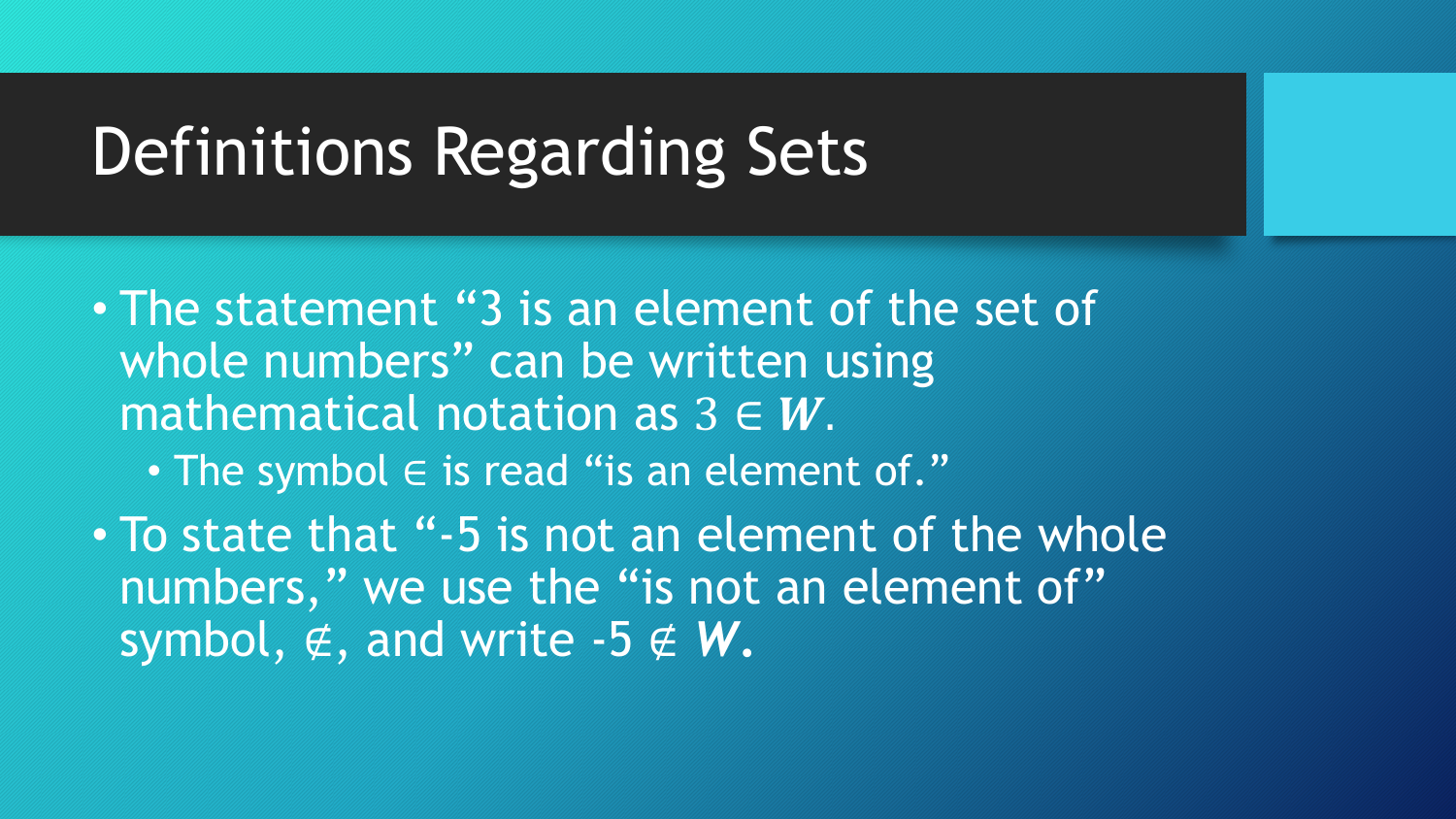# Definitions Regarding Sets

- The statement "3 is an element of the set of whole numbers" can be written using mathematical notation as $3 \in \boldsymbol{W}$.
  - The symbol $\in$ is read "is an element of."
- To state that "-5 is not an element of the whole numbers," we use the "is not an element of" symbol, $\notin$, and write $-5 \notin \boldsymbol{W}$.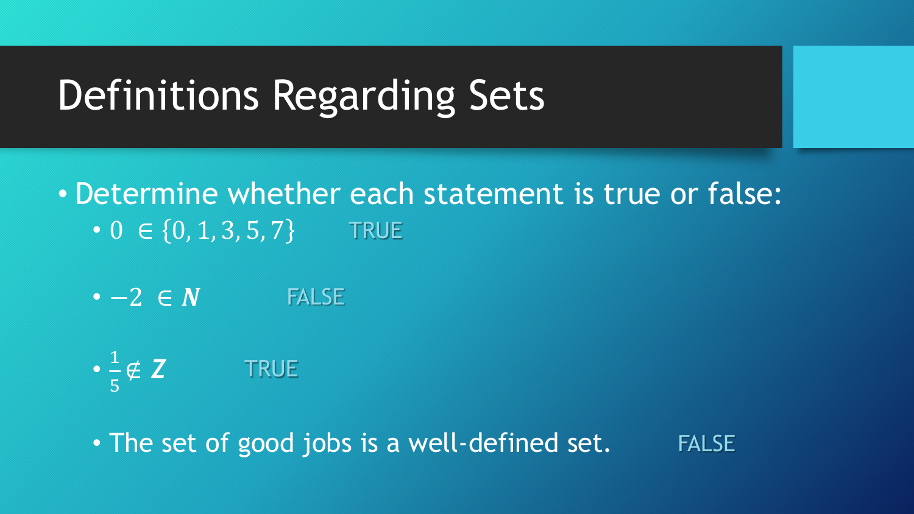# Definitions Regarding Sets

- Determine whether each statement is true or false:
  - $0 \in \{0, 1, 3, 5, 7\}$ TRUE
  - $-2 \in \boldsymbol{N}$ FALSE
  - $\frac{1}{5} \notin \boldsymbol{Z}$ TRUE
  - The set of good jobs is a well-defined set. FALSE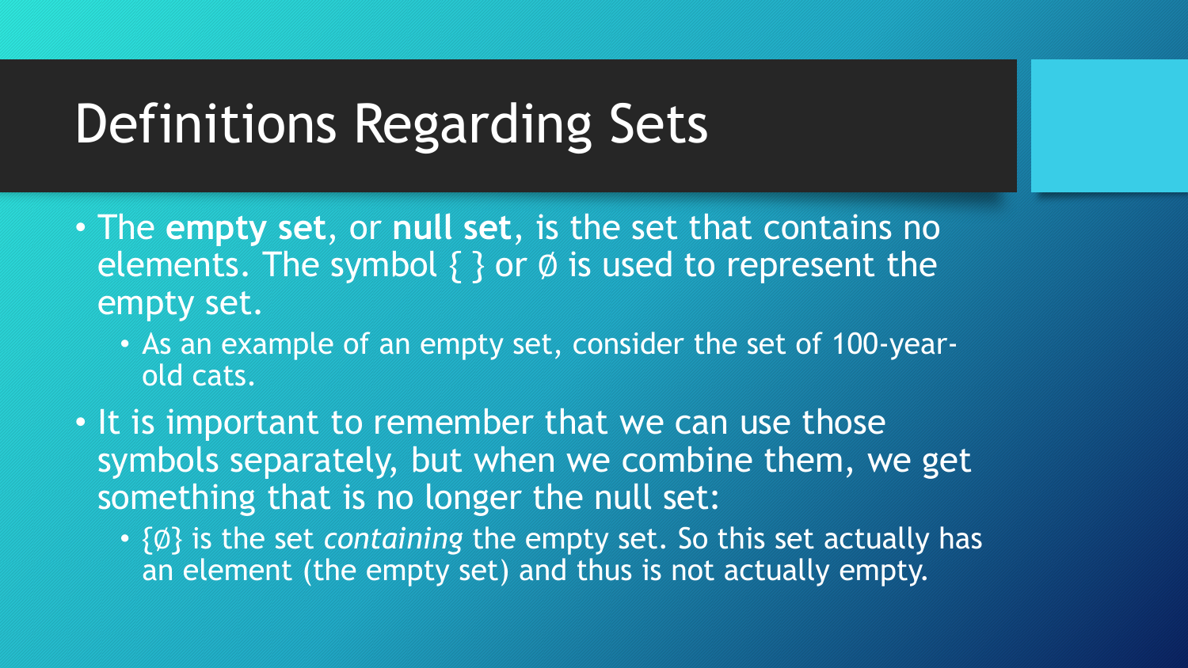# Definitions Regarding Sets

- The **empty set**, or **null set**, is the set that contains no elements. The symbol { } or ∅ is used to represent the empty set.
  - As an example of an empty set, consider the set of 100-year-old cats.
- It is important to remember that we can use those symbols separately, but when we combine them, we get something that is no longer the null set:
  - {∅} is the set *containing* the empty set. So this set actually has an element (the empty set) and thus is not actually empty.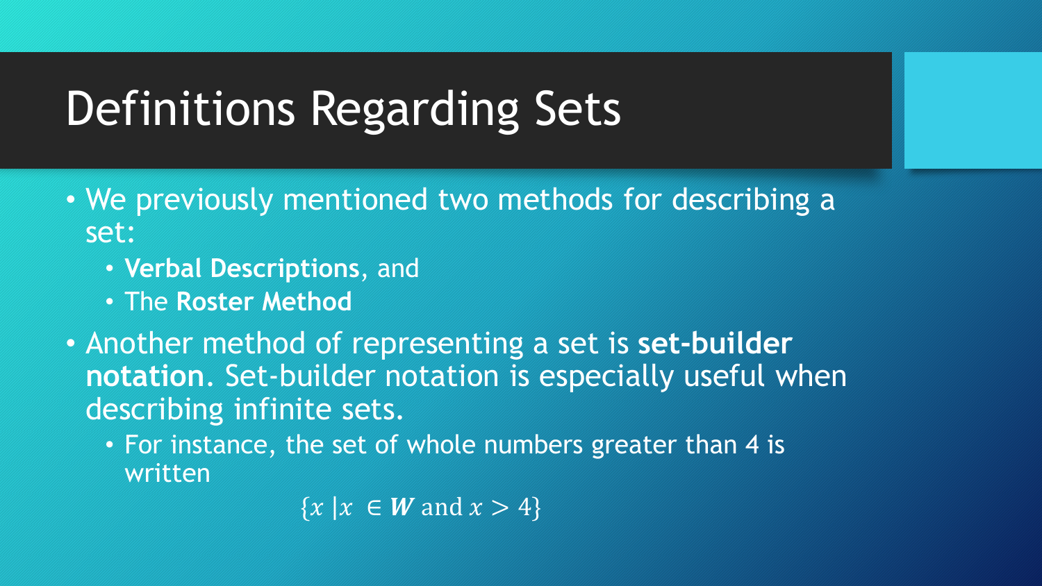# Definitions Regarding Sets

- We previously mentioned two methods for describing a set:
  - **Verbal Descriptions**, and
  - The **Roster Method**
- Another method of representing a set is **set-builder notation**. Set-builder notation is especially useful when describing infinite sets.
  - For instance, the set of whole numbers greater than 4 is written

$$\{x \mid x \in \boldsymbol{W} \text{ and } x > 4\}$$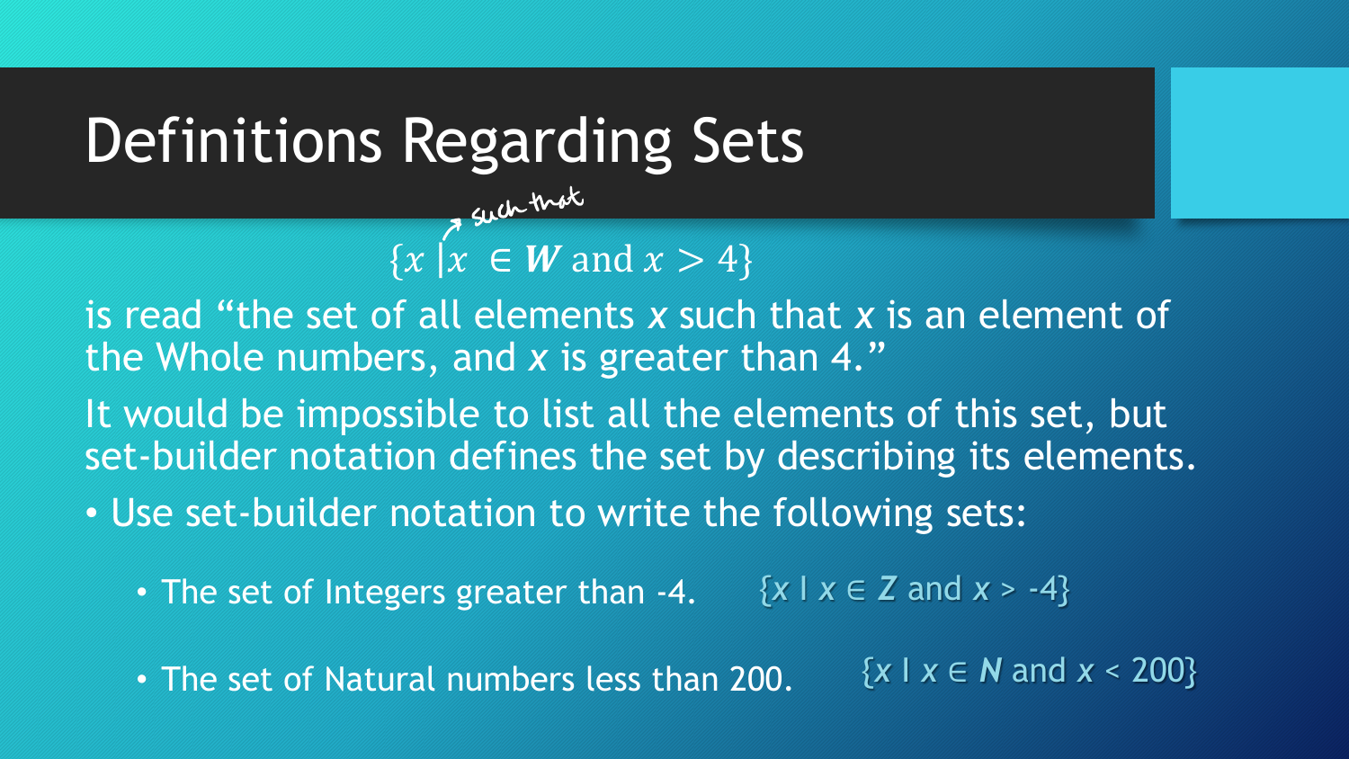# Definitions Regarding Sets

such that

$$\{x \mid x \in \boldsymbol{W} \text{ and } x > 4\}$$

is read "the set of all elements ***x*** such that ***x*** is an element of the Whole numbers, and ***x*** is greater than 4."

It would be impossible to list all the elements of this set, but set-builder notation defines the set by describing its elements.

- Use set-builder notation to write the following sets:
  - The set of Integers greater than -4. $\{x \mid x \in \boldsymbol{Z} \text{ and } x > -4\}$
  - The set of Natural numbers less than 200. $\{x \mid x \in \boldsymbol{N} \text{ and } x < 200\}$